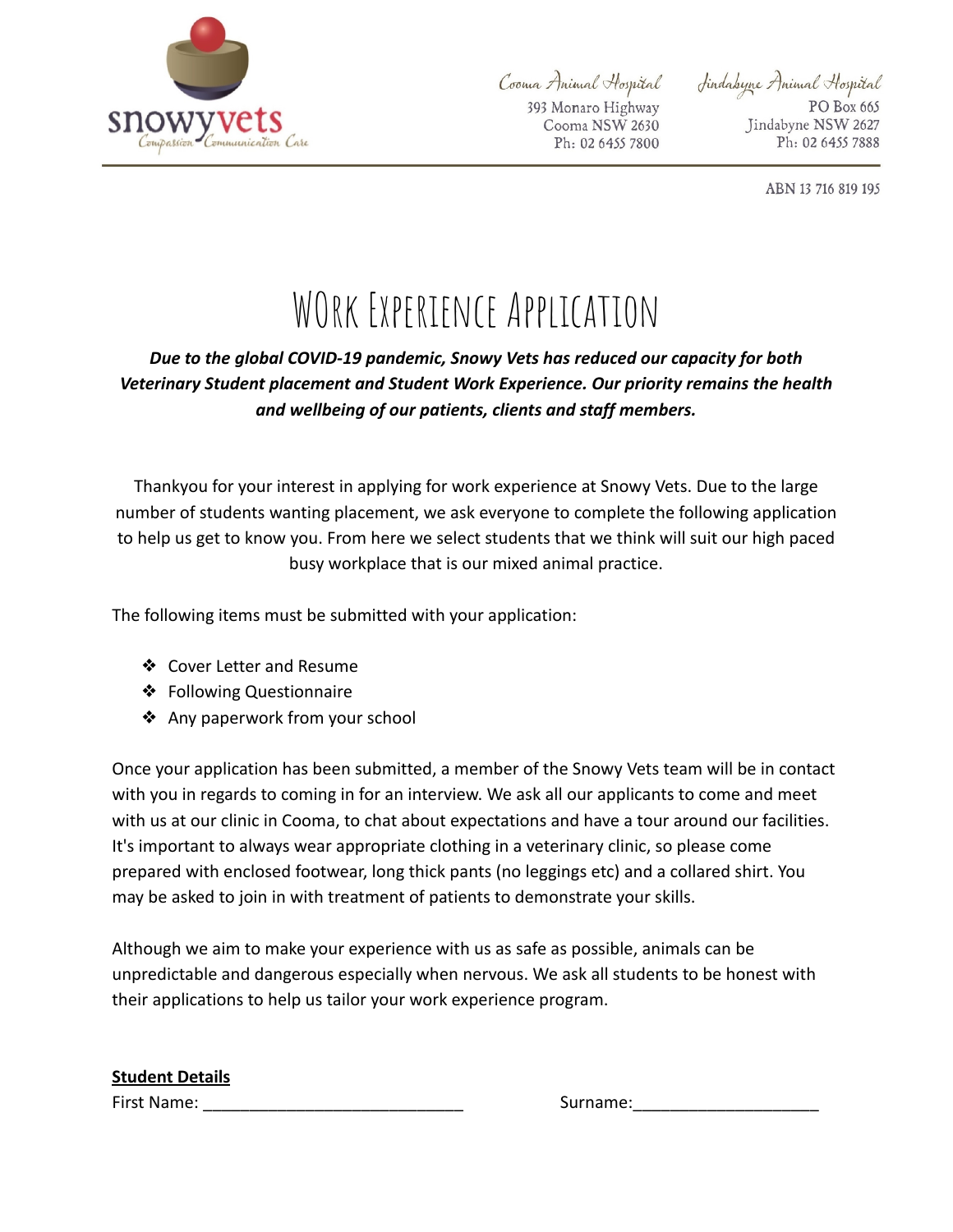snowyvets
Compassion Communication Care

Cooma Animal Hospital
393 Monaro Highway
Cooma NSW 2630
Ph: 02 6455 7800

Jindabyne Animal Hospital
PO Box 665
Jindabyne NSW 2627
Ph: 02 6455 7888

ABN 13 716 819 195

# WOrk Experience Application

***Due to the global COVID-19 pandemic, Snowy Vets has reduced our capacity for both Veterinary Student placement and Student Work Experience. Our priority remains the health and wellbeing of our patients, clients and staff members.***

Thankyou for your interest in applying for work experience at Snowy Vets. Due to the large number of students wanting placement, we ask everyone to complete the following application to help us get to know you. From here we select students that we think will suit our high paced busy workplace that is our mixed animal practice.

The following items must be submitted with your application:

- Cover Letter and Resume
- Following Questionnaire
- Any paperwork from your school

Once your application has been submitted, a member of the Snowy Vets team will be in contact with you in regards to coming in for an interview. We ask all our applicants to come and meet with us at our clinic in Cooma, to chat about expectations and have a tour around our facilities. It's important to always wear appropriate clothing in a veterinary clinic, so please come prepared with enclosed footwear, long thick pants (no leggings etc) and a collared shirt. You may be asked to join in with treatment of patients to demonstrate your skills.

Although we aim to make your experience with us as safe as possible, animals can be unpredictable and dangerous especially when nervous. We ask all students to be honest with their applications to help us tailor your work experience program.

**Student Details**

First Name: ____________________________ Surname:____________________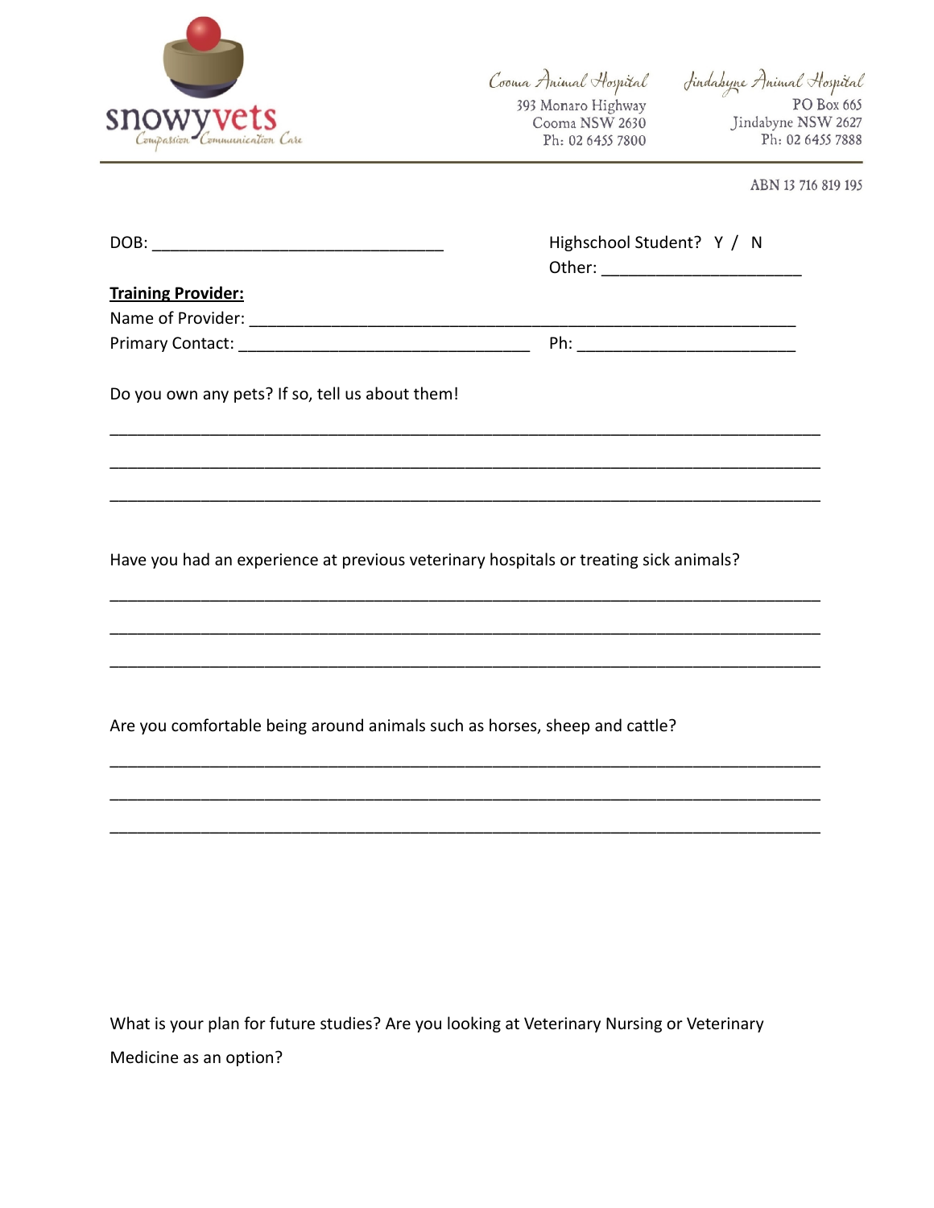snowyvets
Compassion Communication Care

Cooma Animal Hospital
393 Monaro Highway
Cooma NSW 2630
Ph: 02 6455 7800

Jindabyne Animal Hospital
PO Box 665
Jindabyne NSW 2627
Ph: 02 6455 7888

ABN 13 716 819 195

DOB: ________________________________

Highschool Student? Y / N
Other: ______________________

**Training Provider:**
Name of Provider: ____________________________________________________________
Primary Contact: ________________________________ Ph: ________________________

Do you own any pets? If so, tell us about them!

__________________________________________________________________________

__________________________________________________________________________

__________________________________________________________________________

Have you had an experience at previous veterinary hospitals or treating sick animals?

__________________________________________________________________________

__________________________________________________________________________

__________________________________________________________________________

Are you comfortable being around animals such as horses, sheep and cattle?

__________________________________________________________________________

__________________________________________________________________________

__________________________________________________________________________

What is your plan for future studies? Are you looking at Veterinary Nursing or Veterinary Medicine as an option?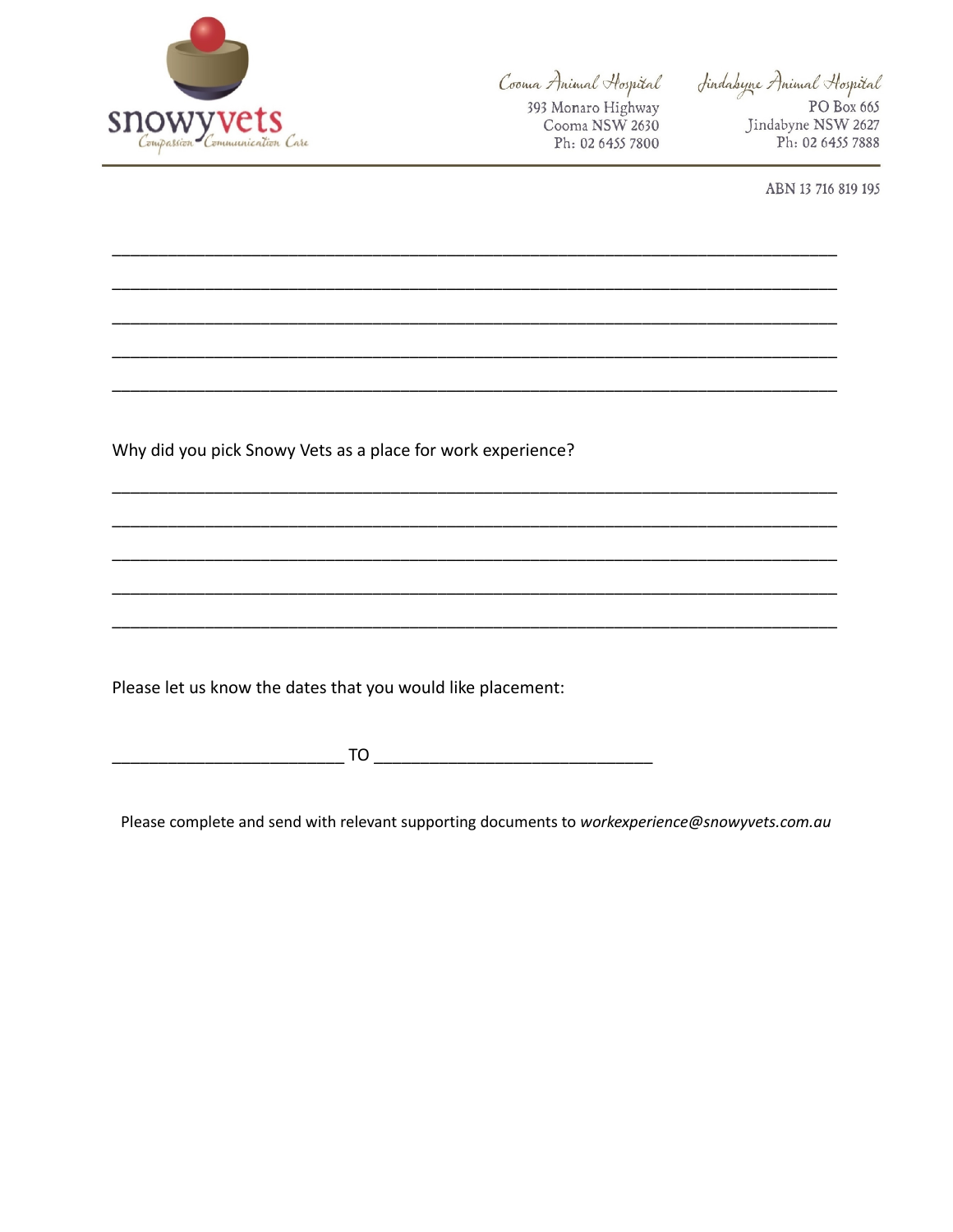snowyvets
Compassion Communication Care

Cooma Animal Hospital
393 Monaro Highway
Cooma NSW 2630
Ph: 02 6455 7800

Jindabyne Animal Hospital
PO Box 665
Jindabyne NSW 2627
Ph: 02 6455 7888

ABN 13 716 819 195

______________________________________________________________________________

______________________________________________________________________________

______________________________________________________________________________

______________________________________________________________________________

______________________________________________________________________________

Why did you pick Snowy Vets as a place for work experience?

______________________________________________________________________________

______________________________________________________________________________

______________________________________________________________________________

______________________________________________________________________________

______________________________________________________________________________

Please let us know the dates that you would like placement:

_________________________ TO ______________________________

Please complete and send with relevant supporting documents to *workexperience@snowyvets.com.au*